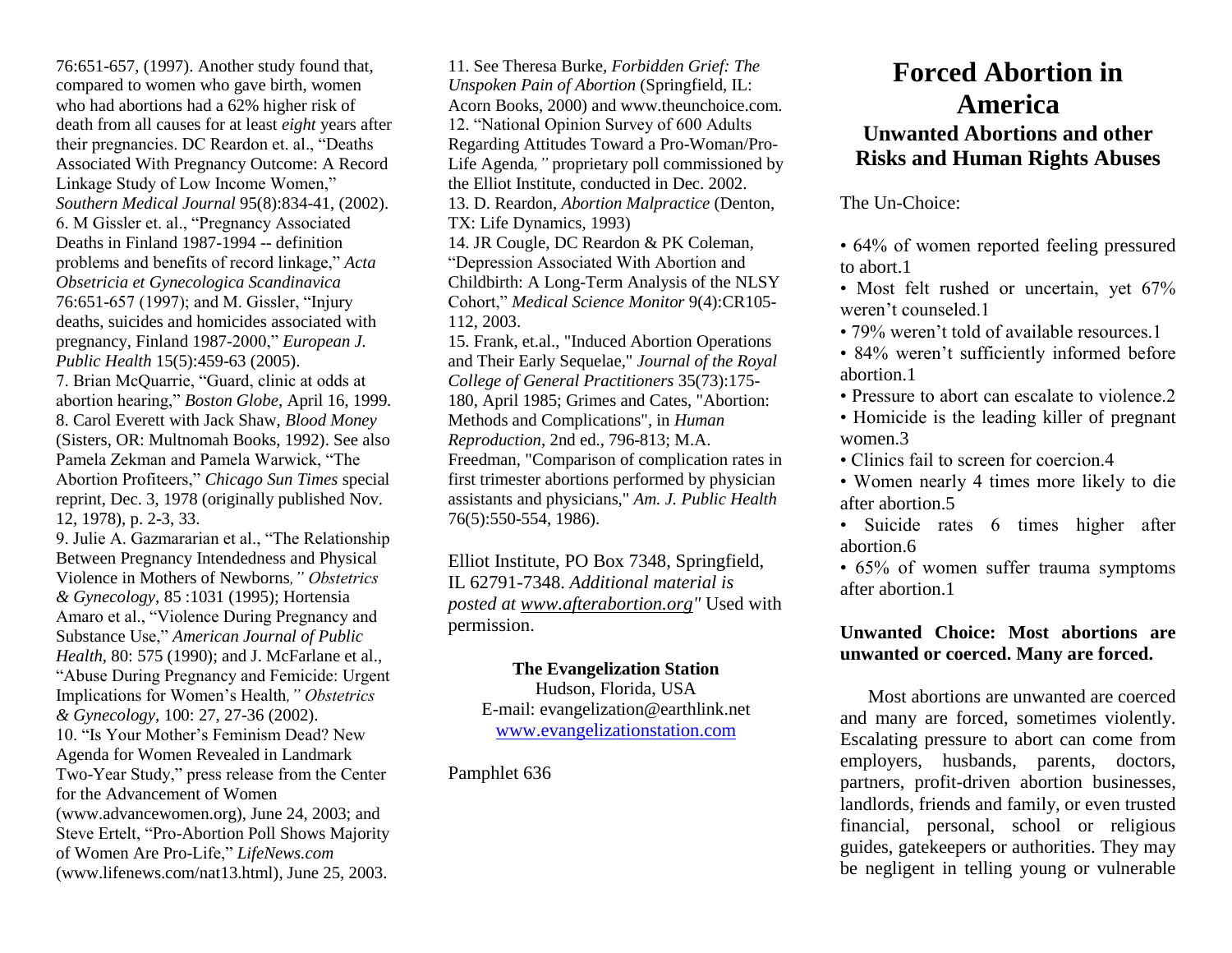76:651-657, (1997). Another study found that, compared to women who gave birth, women who had abortions had a 62% higher risk of death from all causes for at least *eight* years after their pregnancies. DC Reardon et. al., "Deaths Associated With Pregnancy Outcome: A Record Linkage Study of Low Income Women," *Southern Medical Journal* 95(8):834-41, (2002).

6. M Gissler et. al., "Pregnancy Associated Deaths in Finland 1987-1994 -- definition problems and benefits of record linkage," *Acta Obsetricia et Gynecologica Scandinavica* 76:651-657 (1997); and M. Gissler, "Injury deaths, suicides and homicides associated with pregnancy, Finland 1987-2000," *European J. Public Health* 15(5):459-63 (2005).

7. Brian McQuarrie, "Guard, clinic at odds at abortion hearing," *Boston Globe*, April 16, 1999.

8. Carol Everett with Jack Shaw, *Blood Money* (Sisters, OR: Multnomah Books, 1992). See also Pamela Zekman and Pamela Warwick, "The Abortion Profiteers," *Chicago Sun Times* special reprint, Dec. 3, 1978 (originally published Nov. 12, 1978), p. 2-3, 33.

9. Julie A. Gazmararian et al., "The Relationship Between Pregnancy Intendedness and Physical Violence in Mothers of Newborns*," Obstetrics & Gynecology,* 85 :1031 (1995); Hortensia Amaro et al., "Violence During Pregnancy and Substance Use," *American Journal of Public Health,* 80: 575 (1990); and J. McFarlane et al., "Abuse During Pregnancy and Femicide: Urgent Implications for Women's Health*," Obstetrics & Gynecology,* 100: 27, 27-36 (2002).

10. "Is Your Mother's Feminism Dead? New Agenda for Women Revealed in Landmark Two-Year Study," press release from the Center for the Advancement of Women (www.advancewomen.org), June 24, 2003; and Steve Ertelt, "Pro-Abortion Poll Shows Majority of Women Are Pro-Life," *LifeNews.com* (www.lifenews.com/nat13.html), June 25, 2003.

11. See Theresa Burke, *Forbidden Grief: The Unspoken Pain of Abortion* (Springfield, IL: Acorn Books, 2000) and www.theunchoice.com.

12. "National Opinion Survey of 600 Adults Regarding Attitudes Toward a Pro-Woman/Pro-Life Agenda*,"* proprietary poll commissioned by the Elliot Institute, conducted in Dec. 2002.

13. D. Reardon, *Abortion Malpractice* (Denton, TX: Life Dynamics, 1993)

14. JR Cougle, DC Reardon & PK Coleman, "Depression Associated With Abortion and Childbirth: A Long-Term Analysis of the NLSY Cohort," *Medical Science Monitor* 9(4):CR105-112, 2003.

15. Frank, et.al., "Induced Abortion Operations and Their Early Sequelae," *Journal of the Royal College of General Practitioners* 35(73):175-180, April 1985; Grimes and Cates, "Abortion: Methods and Complications", in *Human Reproduction*, 2nd ed., 796-813; M.A. Freedman, "Comparison of complication rates in first trimester abortions performed by physician assistants and physicians," *Am. J. Public Health* 76(5):550-554, 1986).

Elliot Institute, PO Box 7348, Springfield, IL 62791-7348. *Additional material is posted at www.afterabortion.org"* Used with permission.

**The Evangelization Station**
Hudson, Florida, USA
E-mail: evangelization@earthlink.net
www.evangelizationstation.com

Pamphlet 636

# Forced Abortion in America

## Unwanted Abortions and other Risks and Human Rights Abuses

The Un-Choice:

- 64% of women reported feeling pressured to abort.1
- Most felt rushed or uncertain, yet 67% weren't counseled.1
- 79% weren't told of available resources.1
- 84% weren't sufficiently informed before abortion.1
- Pressure to abort can escalate to violence.2
- Homicide is the leading killer of pregnant women.3
- Clinics fail to screen for coercion.4
- Women nearly 4 times more likely to die after abortion.5
- Suicide rates 6 times higher after abortion.6
- 65% of women suffer trauma symptoms after abortion.1

**Unwanted Choice: Most abortions are unwanted or coerced. Many are forced.**

Most abortions are unwanted are coerced and many are forced, sometimes violently. Escalating pressure to abort can come from employers, husbands, parents, doctors, partners, profit-driven abortion businesses, landlords, friends and family, or even trusted financial, personal, school or religious guides, gatekeepers or authorities. They may be negligent in telling young or vulnerable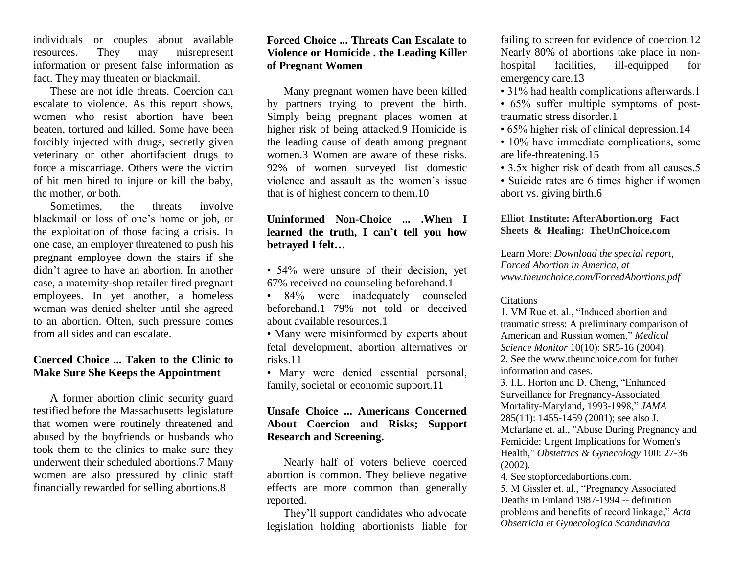individuals or couples about available resources. They may misrepresent information or present false information as fact. They may threaten or blackmail.

These are not idle threats. Coercion can escalate to violence. As this report shows, women who resist abortion have been beaten, tortured and killed. Some have been forcibly injected with drugs, secretly given veterinary or other abortifacient drugs to force a miscarriage. Others were the victim of hit men hired to injure or kill the baby, the mother, or both.

Sometimes, the threats involve blackmail or loss of one's home or job, or the exploitation of those facing a crisis. In one case, an employer threatened to push his pregnant employee down the stairs if she didn't agree to have an abortion. In another case, a maternity-shop retailer fired pregnant employees. In yet another, a homeless woman was denied shelter until she agreed to an abortion. Often, such pressure comes from all sides and can escalate.

**Coerced Choice ... Taken to the Clinic to Make Sure She Keeps the Appointment**

A former abortion clinic security guard testified before the Massachusetts legislature that women were routinely threatened and abused by the boyfriends or husbands who took them to the clinics to make sure they underwent their scheduled abortions.7 Many women are also pressured by clinic staff financially rewarded for selling abortions.8

**Forced Choice ... Threats Can Escalate to Violence or Homicide . the Leading Killer of Pregnant Women**

Many pregnant women have been killed by partners trying to prevent the birth. Simply being pregnant places women at higher risk of being attacked.9 Homicide is the leading cause of death among pregnant women.3 Women are aware of these risks. 92% of women surveyed list domestic violence and assault as the women's issue that is of highest concern to them.10

**Uninformed Non-Choice ... .When I learned the truth, I can't tell you how betrayed I felt…**

- 54% were unsure of their decision, yet 67% received no counseling beforehand.1
- 84% were inadequately counseled beforehand.1 79% not told or deceived about available resources.1
- Many were misinformed by experts about fetal development, abortion alternatives or risks.11
- Many were denied essential personal, family, societal or economic support.11

**Unsafe Choice ... Americans Concerned About Coercion and Risks; Support Research and Screening.**

Nearly half of voters believe coerced abortion is common. They believe negative effects are more common than generally reported.

They'll support candidates who advocate legislation holding abortionists liable for failing to screen for evidence of coercion.12 Nearly 80% of abortions take place in non-hospital facilities, ill-equipped for emergency care.13

- 31% had health complications afterwards.1
- 65% suffer multiple symptoms of post-traumatic stress disorder.1
- 65% higher risk of clinical depression.14
- 10% have immediate complications, some are life-threatening.15
- 3.5x higher risk of death from all causes.5
- Suicide rates are 6 times higher if women abort vs. giving birth.6

**Elliot Institute: AfterAbortion.org Fact Sheets & Healing: TheUnChoice.com**

Learn More: *Download the special report, Forced Abortion in America, at www.theunchoice.com/ForcedAbortions.pdf*

Citations

1. VM Rue et. al., "Induced abortion and traumatic stress: A preliminary comparison of American and Russian women," *Medical Science Monitor* 10(10): SR5-16 (2004).
2. See the www.theunchoice.com for futher information and cases.
3. I.L. Horton and D. Cheng, "Enhanced Surveillance for Pregnancy-Associated Mortality-Maryland, 1993-1998," *JAMA* 285(11): 1455-1459 (2001); see also J. Mcfarlane et. al., "Abuse During Pregnancy and Femicide: Urgent Implications for Women's Health," *Obstetrics & Gynecology* 100: 27-36 (2002).
4. See stopforcedabortions.com.
5. M Gissler et. al., "Pregnancy Associated Deaths in Finland 1987-1994 -- definition problems and benefits of record linkage," *Acta Obsetricia et Gynecologica Scandinavica*